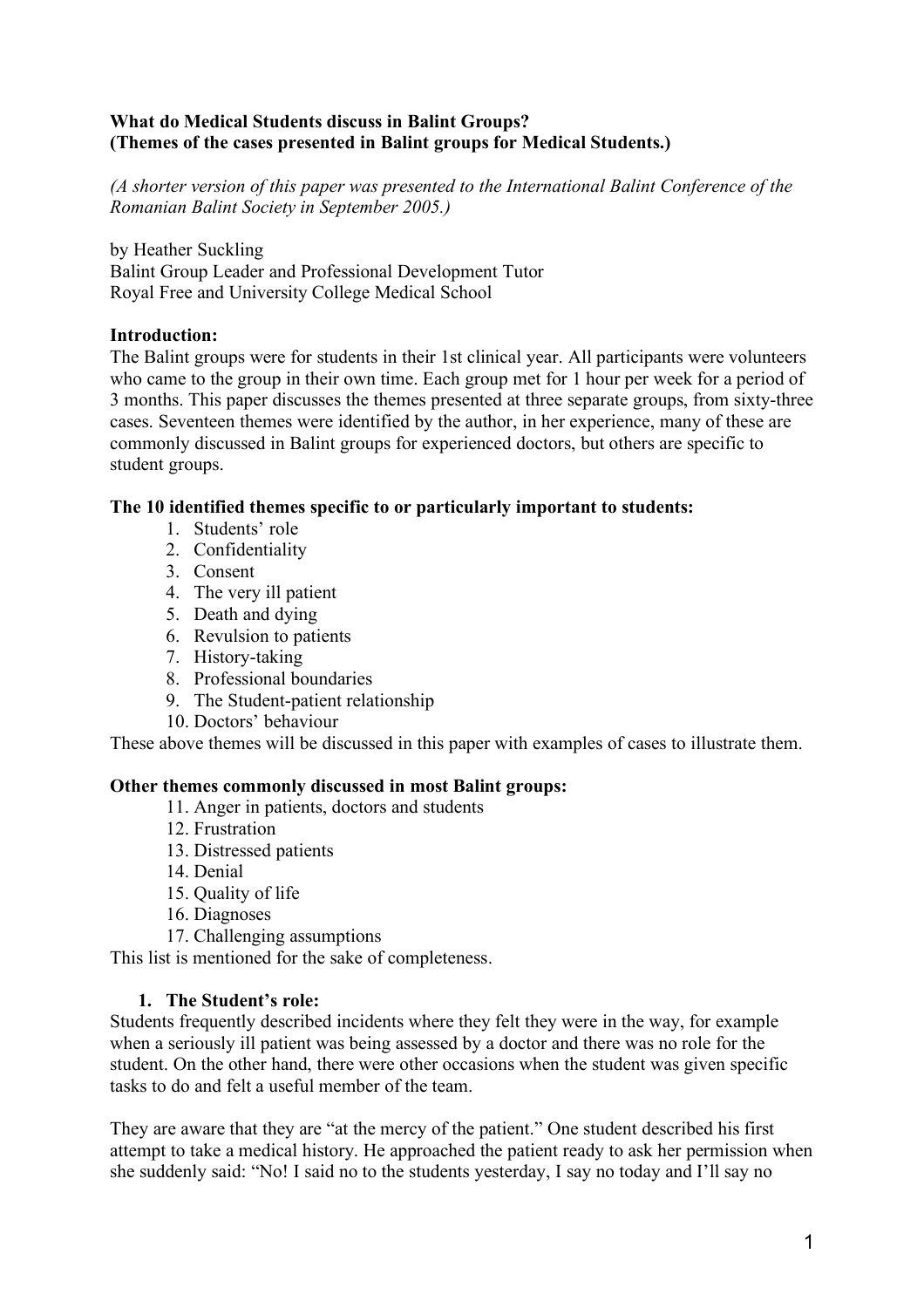**What do Medical Students discuss in Balint Groups?**
**(Themes of the cases presented in Balint groups for Medical Students.)**

*(A shorter version of this paper was presented to the International Balint Conference of the Romanian Balint Society in September 2005.)*

by Heather Suckling
Balint Group Leader and Professional Development Tutor
Royal Free and University College Medical School

**Introduction:**
The Balint groups were for students in their 1st clinical year. All participants were volunteers who came to the group in their own time. Each group met for 1 hour per week for a period of 3 months. This paper discusses the themes presented at three separate groups, from sixty-three cases. Seventeen themes were identified by the author, in her experience, many of these are commonly discussed in Balint groups for experienced doctors, but others are specific to student groups.

**The 10 identified themes specific to or particularly important to students:**

1. Students' role
2. Confidentiality
3. Consent
4. The very ill patient
5. Death and dying
6. Revulsion to patients
7. History-taking
8. Professional boundaries
9. The Student-patient relationship
10. Doctors' behaviour

These above themes will be discussed in this paper with examples of cases to illustrate them.

**Other themes commonly discussed in most Balint groups:**

11. Anger in patients, doctors and students
12. Frustration
13. Distressed patients
14. Denial
15. Quality of life
16. Diagnoses
17. Challenging assumptions

This list is mentioned for the sake of completeness.

1. **The Student's role:**

Students frequently described incidents where they felt they were in the way, for example when a seriously ill patient was being assessed by a doctor and there was no role for the student. On the other hand, there were other occasions when the student was given specific tasks to do and felt a useful member of the team.

They are aware that they are "at the mercy of the patient." One student described his first attempt to take a medical history. He approached the patient ready to ask her permission when she suddenly said: "No! I said no to the students yesterday, I say no today and I'll say no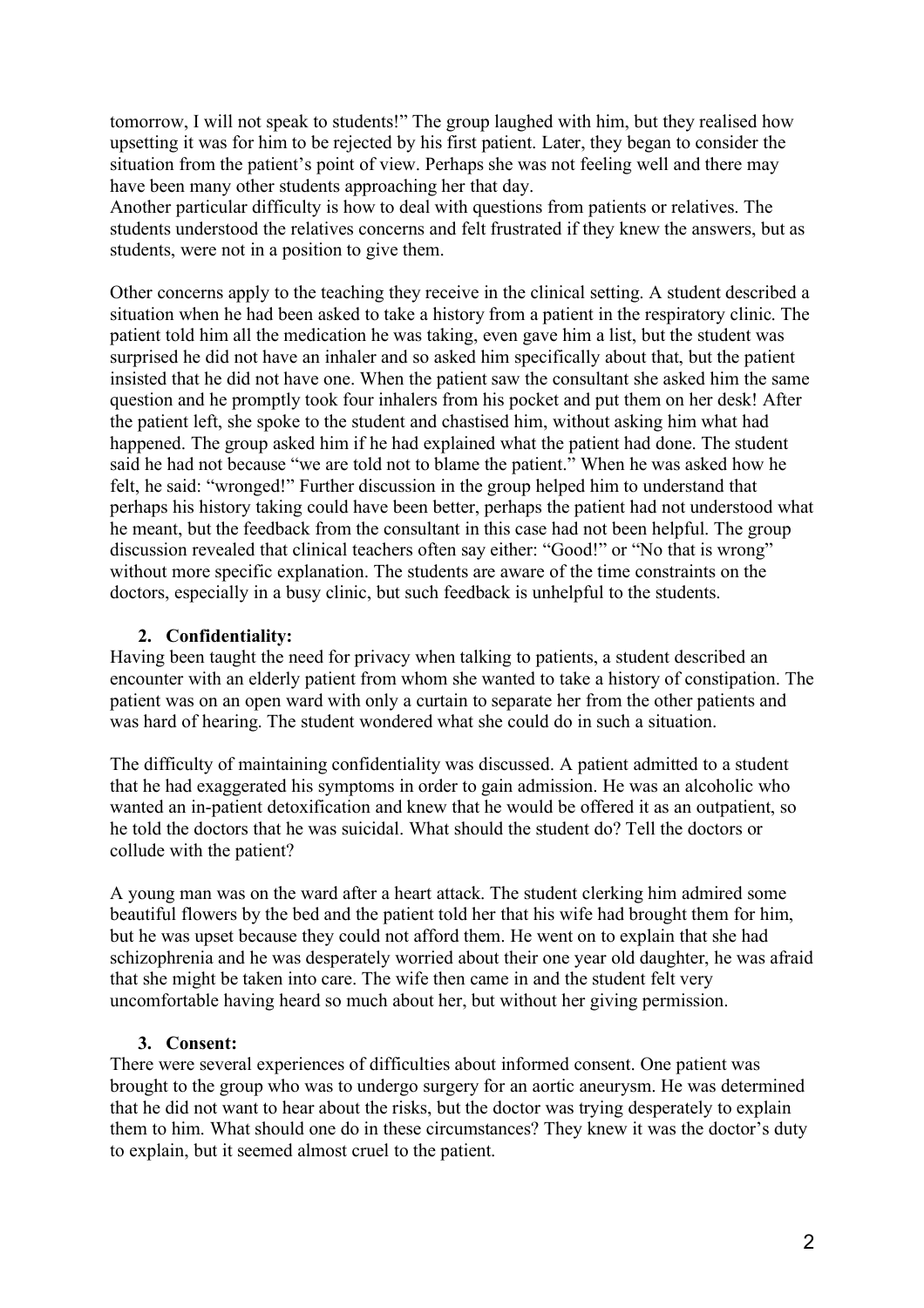tomorrow, I will not speak to students!" The group laughed with him, but they realised how upsetting it was for him to be rejected by his first patient. Later, they began to consider the situation from the patient's point of view. Perhaps she was not feeling well and there may have been many other students approaching her that day.
Another particular difficulty is how to deal with questions from patients or relatives. The students understood the relatives concerns and felt frustrated if they knew the answers, but as students, were not in a position to give them.

Other concerns apply to the teaching they receive in the clinical setting. A student described a situation when he had been asked to take a history from a patient in the respiratory clinic. The patient told him all the medication he was taking, even gave him a list, but the student was surprised he did not have an inhaler and so asked him specifically about that, but the patient insisted that he did not have one. When the patient saw the consultant she asked him the same question and he promptly took four inhalers from his pocket and put them on her desk! After the patient left, she spoke to the student and chastised him, without asking him what had happened. The group asked him if he had explained what the patient had done. The student said he had not because "we are told not to blame the patient." When he was asked how he felt, he said: "wronged!" Further discussion in the group helped him to understand that perhaps his history taking could have been better, perhaps the patient had not understood what he meant, but the feedback from the consultant in this case had not been helpful. The group discussion revealed that clinical teachers often say either: "Good!" or "No that is wrong" without more specific explanation. The students are aware of the time constraints on the doctors, especially in a busy clinic, but such feedback is unhelpful to the students.

### 2. Confidentiality:

Having been taught the need for privacy when talking to patients, a student described an encounter with an elderly patient from whom she wanted to take a history of constipation. The patient was on an open ward with only a curtain to separate her from the other patients and was hard of hearing. The student wondered what she could do in such a situation.

The difficulty of maintaining confidentiality was discussed. A patient admitted to a student that he had exaggerated his symptoms in order to gain admission. He was an alcoholic who wanted an in-patient detoxification and knew that he would be offered it as an outpatient, so he told the doctors that he was suicidal. What should the student do? Tell the doctors or collude with the patient?

A young man was on the ward after a heart attack. The student clerking him admired some beautiful flowers by the bed and the patient told her that his wife had brought them for him, but he was upset because they could not afford them. He went on to explain that she had schizophrenia and he was desperately worried about their one year old daughter, he was afraid that she might be taken into care. The wife then came in and the student felt very uncomfortable having heard so much about her, but without her giving permission.

### 3. Consent:

There were several experiences of difficulties about informed consent. One patient was brought to the group who was to undergo surgery for an aortic aneurysm. He was determined that he did not want to hear about the risks, but the doctor was trying desperately to explain them to him. What should one do in these circumstances? They knew it was the doctor's duty to explain, but it seemed almost cruel to the patient.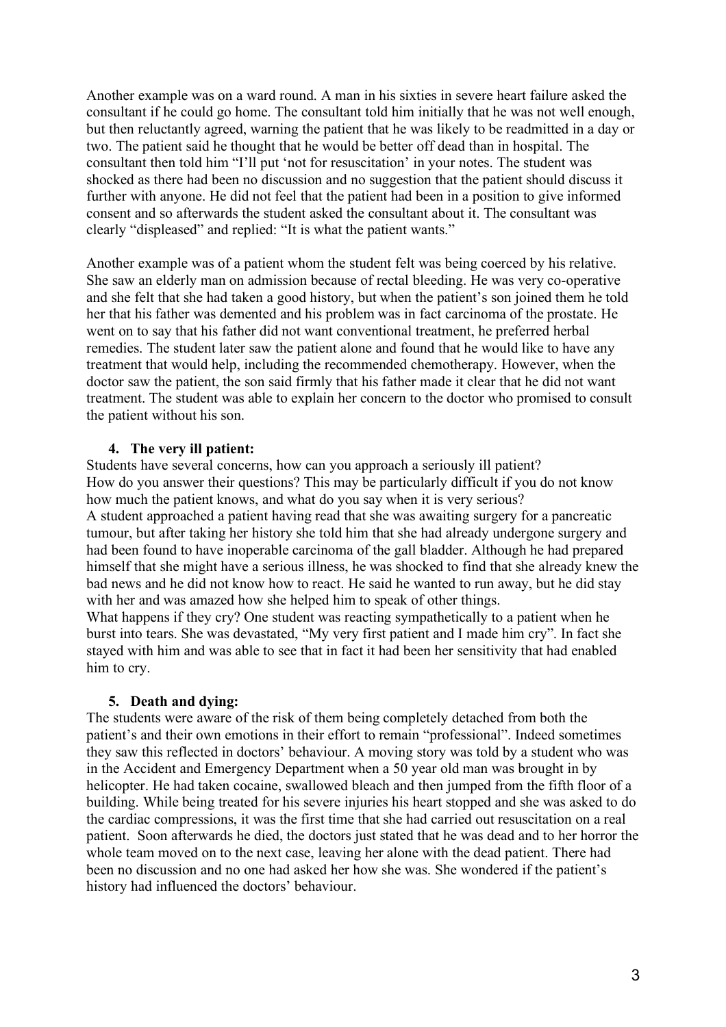Another example was on a ward round. A man in his sixties in severe heart failure asked the consultant if he could go home. The consultant told him initially that he was not well enough, but then reluctantly agreed, warning the patient that he was likely to be readmitted in a day or two. The patient said he thought that he would be better off dead than in hospital. The consultant then told him "I'll put 'not for resuscitation' in your notes. The student was shocked as there had been no discussion and no suggestion that the patient should discuss it further with anyone. He did not feel that the patient had been in a position to give informed consent and so afterwards the student asked the consultant about it. The consultant was clearly "displeased" and replied: "It is what the patient wants."

Another example was of a patient whom the student felt was being coerced by his relative. She saw an elderly man on admission because of rectal bleeding. He was very co-operative and she felt that she had taken a good history, but when the patient's son joined them he told her that his father was demented and his problem was in fact carcinoma of the prostate. He went on to say that his father did not want conventional treatment, he preferred herbal remedies. The student later saw the patient alone and found that he would like to have any treatment that would help, including the recommended chemotherapy. However, when the doctor saw the patient, the son said firmly that his father made it clear that he did not want treatment. The student was able to explain her concern to the doctor who promised to consult the patient without his son.

4. **The very ill patient:**

Students have several concerns, how can you approach a seriously ill patient?
How do you answer their questions? This may be particularly difficult if you do not know how much the patient knows, and what do you say when it is very serious?
A student approached a patient having read that she was awaiting surgery for a pancreatic tumour, but after taking her history she told him that she had already undergone surgery and had been found to have inoperable carcinoma of the gall bladder. Although he had prepared himself that she might have a serious illness, he was shocked to find that she already knew the bad news and he did not know how to react. He said he wanted to run away, but he did stay with her and was amazed how she helped him to speak of other things.
What happens if they cry? One student was reacting sympathetically to a patient when he burst into tears. She was devastated, "My very first patient and I made him cry". In fact she stayed with him and was able to see that in fact it had been her sensitivity that had enabled him to cry.

5. **Death and dying:**

The students were aware of the risk of them being completely detached from both the patient's and their own emotions in their effort to remain "professional". Indeed sometimes they saw this reflected in doctors' behaviour. A moving story was told by a student who was in the Accident and Emergency Department when a 50 year old man was brought in by helicopter. He had taken cocaine, swallowed bleach and then jumped from the fifth floor of a building. While being treated for his severe injuries his heart stopped and she was asked to do the cardiac compressions, it was the first time that she had carried out resuscitation on a real patient. Soon afterwards he died, the doctors just stated that he was dead and to her horror the whole team moved on to the next case, leaving her alone with the dead patient. There had been no discussion and no one had asked her how she was. She wondered if the patient's history had influenced the doctors' behaviour.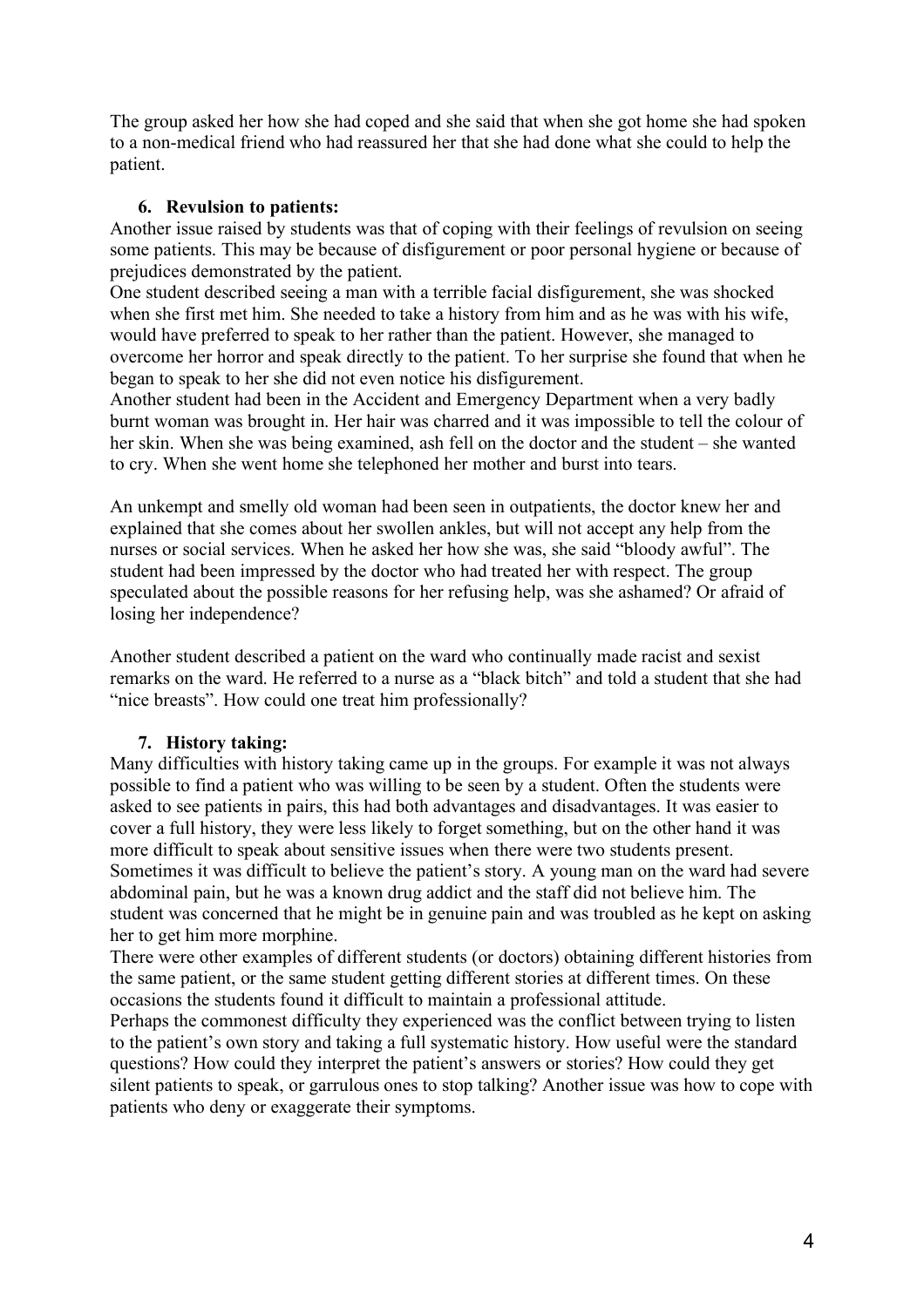The group asked her how she had coped and she said that when she got home she had spoken to a non-medical friend who had reassured her that she had done what she could to help the patient.

6. **Revulsion to patients:**

Another issue raised by students was that of coping with their feelings of revulsion on seeing some patients. This may be because of disfigurement or poor personal hygiene or because of prejudices demonstrated by the patient.

One student described seeing a man with a terrible facial disfigurement, she was shocked when she first met him. She needed to take a history from him and as he was with his wife, would have preferred to speak to her rather than the patient. However, she managed to overcome her horror and speak directly to the patient. To her surprise she found that when he began to speak to her she did not even notice his disfigurement.

Another student had been in the Accident and Emergency Department when a very badly burnt woman was brought in. Her hair was charred and it was impossible to tell the colour of her skin. When she was being examined, ash fell on the doctor and the student – she wanted to cry. When she went home she telephoned her mother and burst into tears.

An unkempt and smelly old woman had been seen in outpatients, the doctor knew her and explained that she comes about her swollen ankles, but will not accept any help from the nurses or social services. When he asked her how she was, she said "bloody awful". The student had been impressed by the doctor who had treated her with respect. The group speculated about the possible reasons for her refusing help, was she ashamed? Or afraid of losing her independence?

Another student described a patient on the ward who continually made racist and sexist remarks on the ward. He referred to a nurse as a "black bitch" and told a student that she had "nice breasts". How could one treat him professionally?

7. **History taking:**

Many difficulties with history taking came up in the groups. For example it was not always possible to find a patient who was willing to be seen by a student. Often the students were asked to see patients in pairs, this had both advantages and disadvantages. It was easier to cover a full history, they were less likely to forget something, but on the other hand it was more difficult to speak about sensitive issues when there were two students present.

Sometimes it was difficult to believe the patient's story. A young man on the ward had severe abdominal pain, but he was a known drug addict and the staff did not believe him. The student was concerned that he might be in genuine pain and was troubled as he kept on asking her to get him more morphine.

There were other examples of different students (or doctors) obtaining different histories from the same patient, or the same student getting different stories at different times. On these occasions the students found it difficult to maintain a professional attitude.

Perhaps the commonest difficulty they experienced was the conflict between trying to listen to the patient's own story and taking a full systematic history. How useful were the standard questions? How could they interpret the patient's answers or stories? How could they get silent patients to speak, or garrulous ones to stop talking? Another issue was how to cope with patients who deny or exaggerate their symptoms.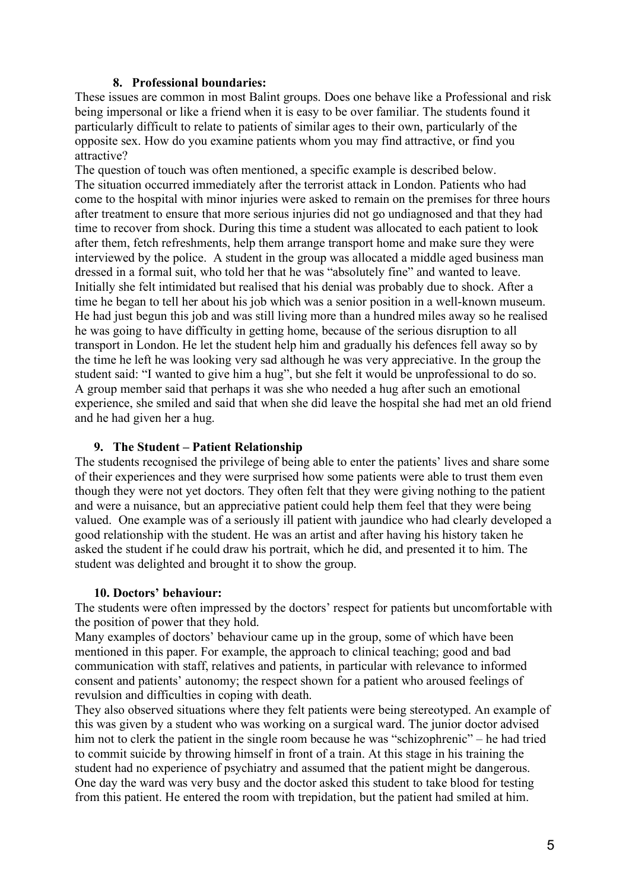### 8. Professional boundaries:

These issues are common in most Balint groups. Does one behave like a Professional and risk being impersonal or like a friend when it is easy to be over familiar. The students found it particularly difficult to relate to patients of similar ages to their own, particularly of the opposite sex. How do you examine patients whom you may find attractive, or find you attractive?

The question of touch was often mentioned, a specific example is described below.
The situation occurred immediately after the terrorist attack in London. Patients who had come to the hospital with minor injuries were asked to remain on the premises for three hours after treatment to ensure that more serious injuries did not go undiagnosed and that they had time to recover from shock. During this time a student was allocated to each patient to look after them, fetch refreshments, help them arrange transport home and make sure they were interviewed by the police. A student in the group was allocated a middle aged business man dressed in a formal suit, who told her that he was "absolutely fine" and wanted to leave. Initially she felt intimidated but realised that his denial was probably due to shock. After a time he began to tell her about his job which was a senior position in a well-known museum. He had just begun this job and was still living more than a hundred miles away so he realised he was going to have difficulty in getting home, because of the serious disruption to all transport in London. He let the student help him and gradually his defences fell away so by the time he left he was looking very sad although he was very appreciative. In the group the student said: "I wanted to give him a hug", but she felt it would be unprofessional to do so. A group member said that perhaps it was she who needed a hug after such an emotional experience, she smiled and said that when she did leave the hospital she had met an old friend and he had given her a hug.

### 9. The Student – Patient Relationship

The students recognised the privilege of being able to enter the patients' lives and share some of their experiences and they were surprised how some patients were able to trust them even though they were not yet doctors. They often felt that they were giving nothing to the patient and were a nuisance, but an appreciative patient could help them feel that they were being valued. One example was of a seriously ill patient with jaundice who had clearly developed a good relationship with the student. He was an artist and after having his history taken he asked the student if he could draw his portrait, which he did, and presented it to him. The student was delighted and brought it to show the group.

### 10. Doctors' behaviour:

The students were often impressed by the doctors' respect for patients but uncomfortable with the position of power that they hold.

Many examples of doctors' behaviour came up in the group, some of which have been mentioned in this paper. For example, the approach to clinical teaching; good and bad communication with staff, relatives and patients, in particular with relevance to informed consent and patients' autonomy; the respect shown for a patient who aroused feelings of revulsion and difficulties in coping with death.

They also observed situations where they felt patients were being stereotyped. An example of this was given by a student who was working on a surgical ward. The junior doctor advised him not to clerk the patient in the single room because he was "schizophrenic" – he had tried to commit suicide by throwing himself in front of a train. At this stage in his training the student had no experience of psychiatry and assumed that the patient might be dangerous. One day the ward was very busy and the doctor asked this student to take blood for testing from this patient. He entered the room with trepidation, but the patient had smiled at him.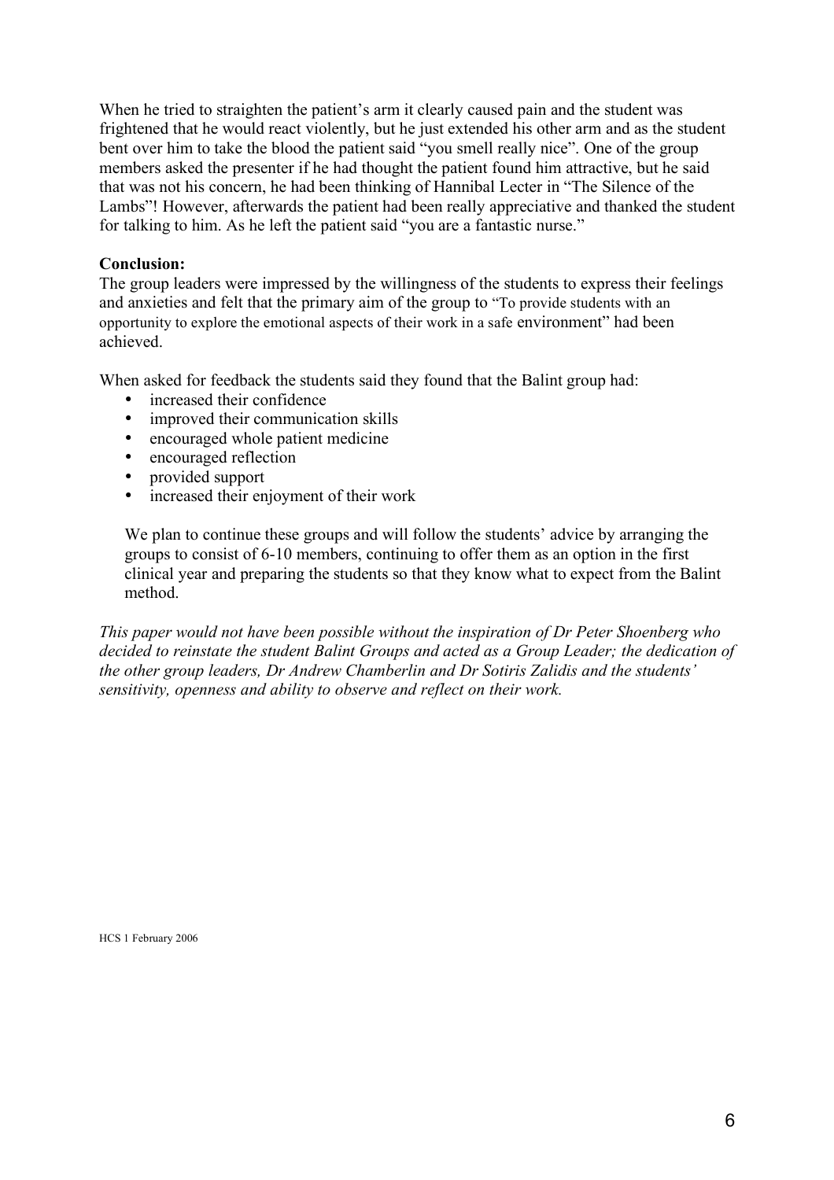When he tried to straighten the patient's arm it clearly caused pain and the student was frightened that he would react violently, but he just extended his other arm and as the student bent over him to take the blood the patient said "you smell really nice". One of the group members asked the presenter if he had thought the patient found him attractive, but he said that was not his concern, he had been thinking of Hannibal Lecter in "The Silence of the Lambs"! However, afterwards the patient had been really appreciative and thanked the student for talking to him. As he left the patient said "you are a fantastic nurse."

**Conclusion:**

The group leaders were impressed by the willingness of the students to express their feelings and anxieties and felt that the primary aim of the group to "To provide students with an opportunity to explore the emotional aspects of their work in a safe environment" had been achieved.

When asked for feedback the students said they found that the Balint group had:

- increased their confidence
- improved their communication skills
- encouraged whole patient medicine
- encouraged reflection
- provided support
- increased their enjoyment of their work

We plan to continue these groups and will follow the students' advice by arranging the groups to consist of 6-10 members, continuing to offer them as an option in the first clinical year and preparing the students so that they know what to expect from the Balint method.

*This paper would not have been possible without the inspiration of Dr Peter Shoenberg who decided to reinstate the student Balint Groups and acted as a Group Leader; the dedication of the other group leaders, Dr Andrew Chamberlin and Dr Sotiris Zalidis and the students' sensitivity, openness and ability to observe and reflect on their work.*

HCS 1 February 2006